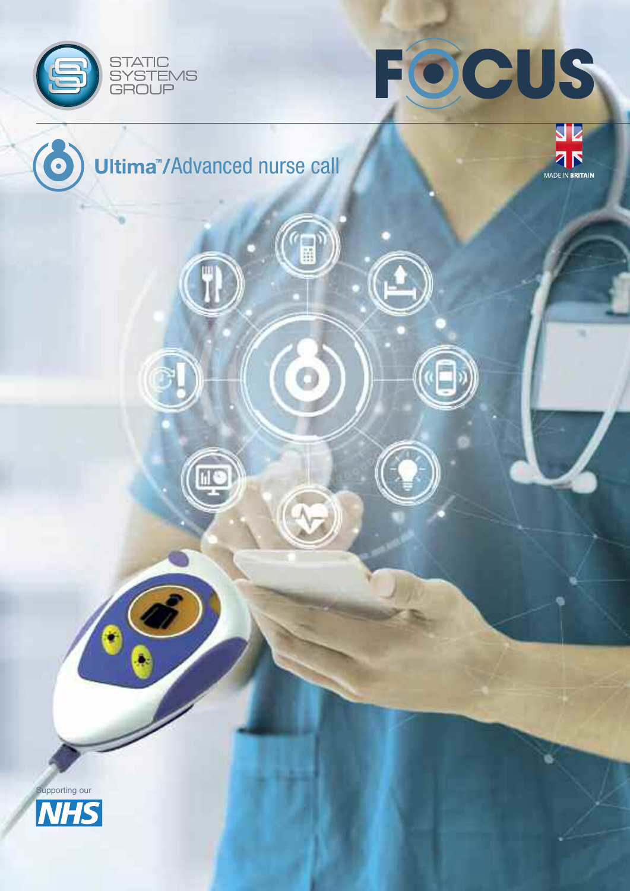STATIC SYSTEMS GROUP

# FOCUS

## Ultima™/Advanced nurse call

MADE IN BRITAIN

Supporting our NHS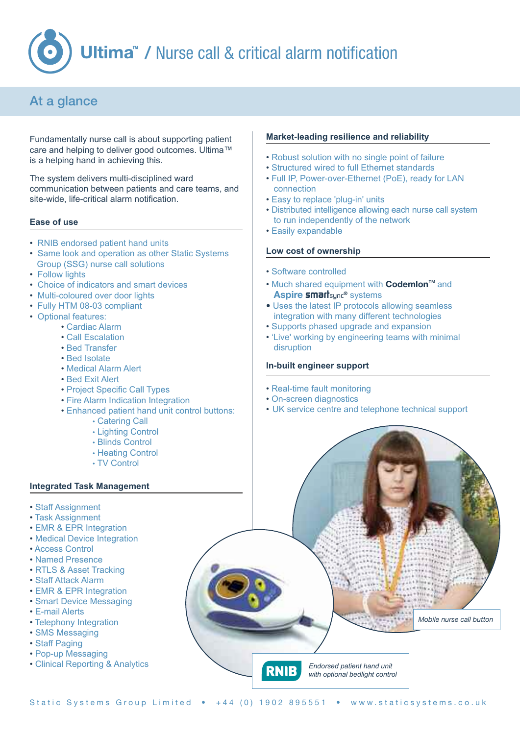# Ultima™ / Nurse call & critical alarm notification

## At a glance

Fundamentally nurse call is about supporting patient care and helping to deliver good outcomes. Ultima™ is a helping hand in achieving this.

The system delivers multi-disciplined ward communication between patients and care teams, and site-wide, life-critical alarm notification.

### Ease of use

- RNIB endorsed patient hand units
- Same look and operation as other Static Systems Group (SSG) nurse call solutions
- Follow lights
- Choice of indicators and smart devices
- Multi-coloured over door lights
- Fully HTM 08-03 compliant
- Optional features:
  - Cardiac Alarm
  - Call Escalation
  - Bed Transfer
  - Bed Isolate
  - Medical Alarm Alert
  - Bed Exit Alert
  - Project Specific Call Types
  - Fire Alarm Indication Integration
  - Enhanced patient hand unit control buttons:
    - Catering Call
    - Lighting Control
    - Blinds Control
    - Heating Control
    - TV Control

### Integrated Task Management

- Staff Assignment
- Task Assignment
- EMR & EPR Integration
- Medical Device Integration
- Access Control
- Named Presence
- RTLS & Asset Tracking
- Staff Attack Alarm
- EMR & EPR Integration
- Smart Device Messaging
- E-mail Alerts
- Telephony Integration
- SMS Messaging
- Staff Paging
- Pop-up Messaging
- Clinical Reporting & Analytics

### Market-leading resilience and reliability

- Robust solution with no single point of failure
- Structured wired to full Ethernet standards
- Full IP, Power-over-Ethernet (PoE), ready for LAN connection
- Easy to replace 'plug-in' units
- Distributed intelligence allowing each nurse call system to run independently of the network
- Easily expandable

### Low cost of ownership

- Software controlled
- Much shared equipment with **Codemlon**™ and **Aspire smartsync**® systems
- Uses the latest IP protocols allowing seamless integration with many different technologies
- Supports phased upgrade and expansion
- 'Live' working by engineering teams with minimal disruption

### In-built engineer support

- Real-time fault monitoring
- On-screen diagnostics
- UK service centre and telephone technical support

*Mobile nurse call button*

RNIB *Endorsed patient hand unit with optional bedlight control*

Static Systems Group Limited • +44 (0) 1902 895551 • www.staticsystems.co.uk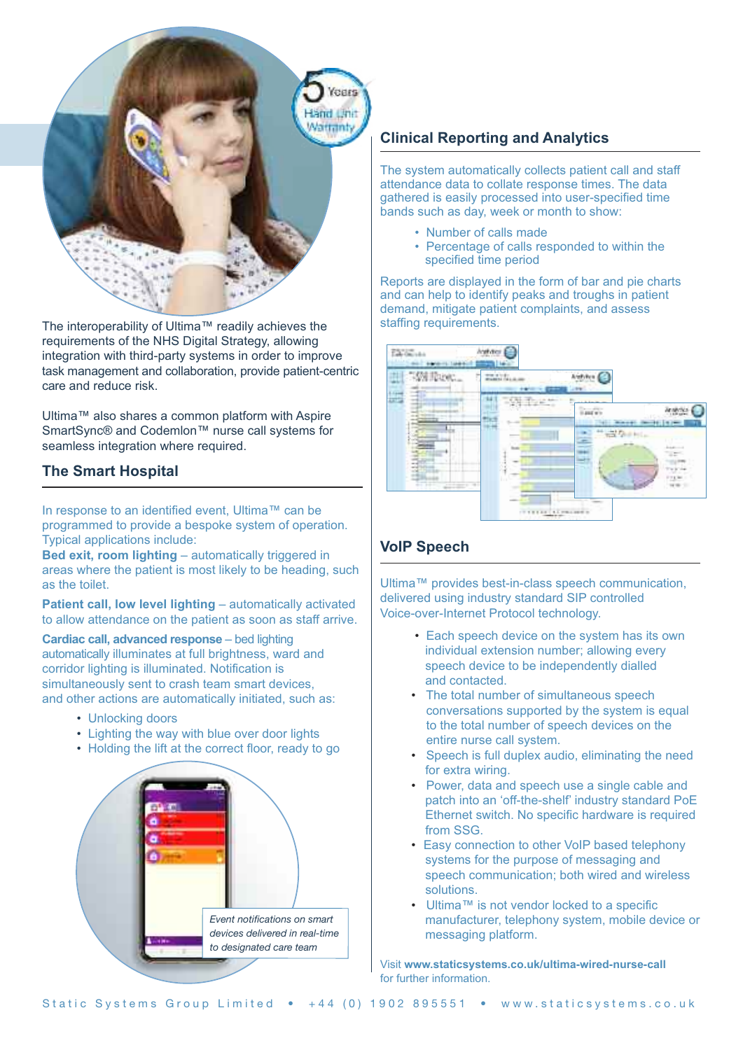The interoperability of Ultima™ readily achieves the requirements of the NHS Digital Strategy, allowing integration with third-party systems in order to improve task management and collaboration, provide patient-centric care and reduce risk.

Ultima™ also shares a common platform with Aspire SmartSync® and Codemlon™ nurse call systems for seamless integration where required.

## The Smart Hospital

In response to an identified event, Ultima™ can be programmed to provide a bespoke system of operation. Typical applications include:

**Bed exit, room lighting** – automatically triggered in areas where the patient is most likely to be heading, such as the toilet.

**Patient call, low level lighting** – automatically activated to allow attendance on the patient as soon as staff arrive.

**Cardiac call, advanced response** – bed lighting automatically illuminates at full brightness, ward and corridor lighting is illuminated. Notification is simultaneously sent to crash team smart devices, and other actions are automatically initiated, such as:

- Unlocking doors
- Lighting the way with blue over door lights
- Holding the lift at the correct floor, ready to go

*Event notifications on smart devices delivered in real-time to designated care team*

## Clinical Reporting and Analytics

The system automatically collects patient call and staff attendance data to collate response times. The data gathered is easily processed into user-specified time bands such as day, week or month to show:

- Number of calls made
- Percentage of calls responded to within the specified time period

Reports are displayed in the form of bar and pie charts and can help to identify peaks and troughs in patient demand, mitigate patient complaints, and assess staffing requirements.

## VoIP Speech

Ultima™ provides best-in-class speech communication, delivered using industry standard SIP controlled Voice-over-Internet Protocol technology.

- Each speech device on the system has its own individual extension number; allowing every speech device to be independently dialled and contacted.
- The total number of simultaneous speech conversations supported by the system is equal to the total number of speech devices on the entire nurse call system.
- Speech is full duplex audio, eliminating the need for extra wiring.
- Power, data and speech use a single cable and patch into an 'off-the-shelf' industry standard PoE Ethernet switch. No specific hardware is required from SSG.
- Easy connection to other VoIP based telephony systems for the purpose of messaging and speech communication; both wired and wireless solutions.
- Ultima™ is not vendor locked to a specific manufacturer, telephony system, mobile device or messaging platform.

Visit **www.staticsystems.co.uk/ultima-wired-nurse-call** for further information.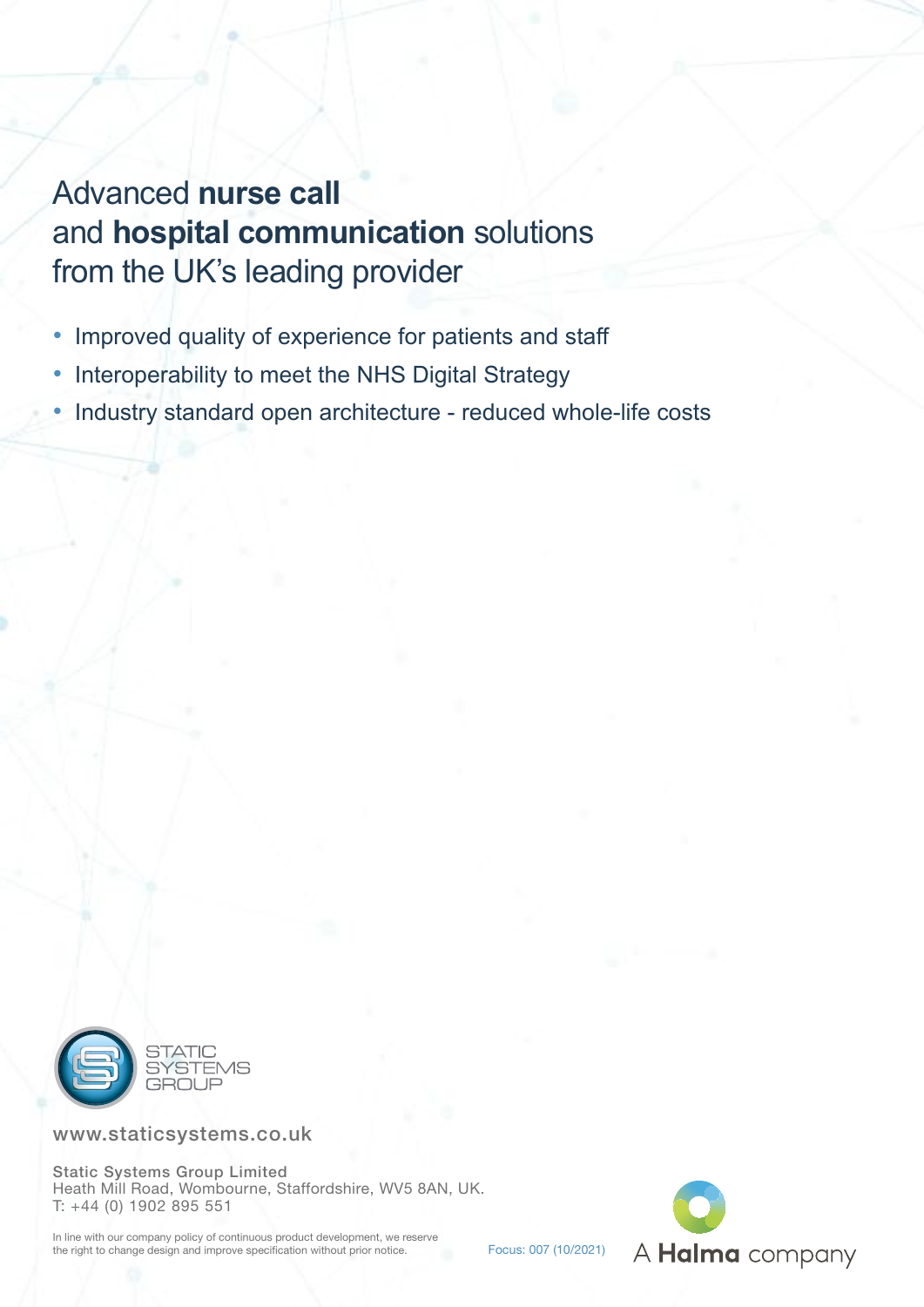# Advanced **nurse call** and **hospital communication** solutions from the UK's leading provider

- Improved quality of experience for patients and staff
- Interoperability to meet the NHS Digital Strategy
- Industry standard open architecture - reduced whole-life costs

STATIC SYSTEMS GROUP

www.staticsystems.co.uk

Static Systems Group Limited
Heath Mill Road, Wombourne, Staffordshire, WV5 8AN, UK.
T: +44 (0) 1902 895 551

In line with our company policy of continuous product development, we reserve the right to change design and improve specification without prior notice.

Focus: 007 (10/2021)

A **Halma** company